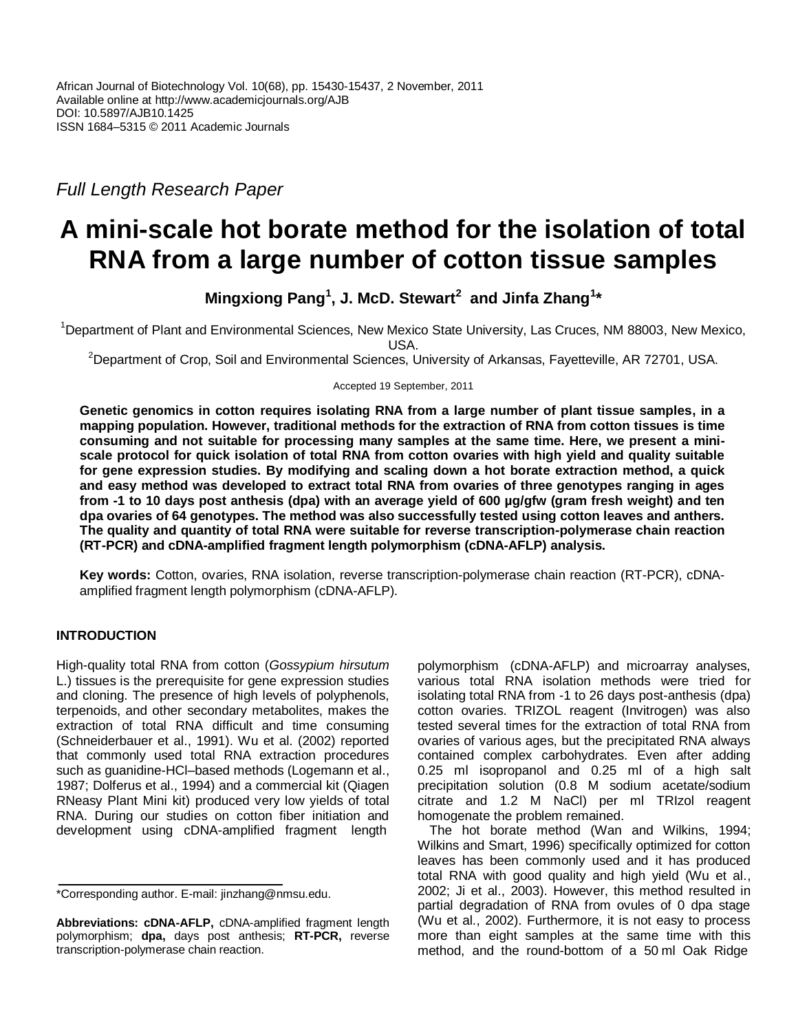African Journal of Biotechnology Vol. 10(68), pp. 15430-15437, 2 November, 2011
Available online at http://www.academicjournals.org/AJB
DOI: 10.5897/AJB10.1425
ISSN 1684–5315 © 2011 Academic Journals

*Full Length Research Paper*

# A mini-scale hot borate method for the isolation of total RNA from a large number of cotton tissue samples

**Mingxiong Pang[1], J. McD. Stewart[2] and Jinfa Zhang[1]***

[1]Department of Plant and Environmental Sciences, New Mexico State University, Las Cruces, NM 88003, New Mexico, USA.
[2]Department of Crop, Soil and Environmental Sciences, University of Arkansas, Fayetteville, AR 72701, USA.

Accepted 19 September, 2011

**Genetic genomics in cotton requires isolating RNA from a large number of plant tissue samples, in a mapping population. However, traditional methods for the extraction of RNA from cotton tissues is time consuming and not suitable for processing many samples at the same time. Here, we present a mini-scale protocol for quick isolation of total RNA from cotton ovaries with high yield and quality suitable for gene expression studies. By modifying and scaling down a hot borate extraction method, a quick and easy method was developed to extract total RNA from ovaries of three genotypes ranging in ages from -1 to 10 days post anthesis (dpa) with an average yield of 600 µg/gfw (gram fresh weight) and ten dpa ovaries of 64 genotypes. The method was also successfully tested using cotton leaves and anthers. The quality and quantity of total RNA were suitable for reverse transcription-polymerase chain reaction (RT-PCR) and cDNA-amplified fragment length polymorphism (cDNA-AFLP) analysis.**

**Key words:** Cotton, ovaries, RNA isolation, reverse transcription-polymerase chain reaction (RT-PCR), cDNA-amplified fragment length polymorphism (cDNA-AFLP).

## INTRODUCTION

High-quality total RNA from cotton (*Gossypium hirsutum* L.) tissues is the prerequisite for gene expression studies and cloning. The presence of high levels of polyphenols, terpenoids, and other secondary metabolites, makes the extraction of total RNA difficult and time consuming (Schneiderbauer et al., 1991). Wu et al. (2002) reported that commonly used total RNA extraction procedures such as guanidine-HCl–based methods (Logemann et al., 1987; Dolferus et al., 1994) and a commercial kit (Qiagen RNeasy Plant Mini kit) produced very low yields of total RNA. During our studies on cotton fiber initiation and development using cDNA-amplified fragment length polymorphism (cDNA-AFLP) and microarray analyses, various total RNA isolation methods were tried for isolating total RNA from -1 to 26 days post-anthesis (dpa) cotton ovaries. TRIZOL reagent (Invitrogen) was also tested several times for the extraction of total RNA from ovaries of various ages, but the precipitated RNA always contained complex carbohydrates. Even after adding 0.25 ml isopropanol and 0.25 ml of a high salt precipitation solution (0.8 M sodium acetate/sodium citrate and 1.2 M NaCl) per ml TRIzol reagent homogenate the problem remained.

The hot borate method (Wan and Wilkins, 1994; Wilkins and Smart, 1996) specifically optimized for cotton leaves has been commonly used and it has produced total RNA with good quality and high yield (Wu et al., 2002; Ji et al., 2003). However, this method resulted in partial degradation of RNA from ovules of 0 dpa stage (Wu et al., 2002). Furthermore, it is not easy to process more than eight samples at the same time with this method, and the round-bottom of a 50 ml Oak Ridge

*Corresponding author. E-mail: jinzhang@nmsu.edu.

**Abbreviations: cDNA-AFLP,** cDNA-amplified fragment length polymorphism; **dpa,** days post anthesis; **RT-PCR,** reverse transcription-polymerase chain reaction.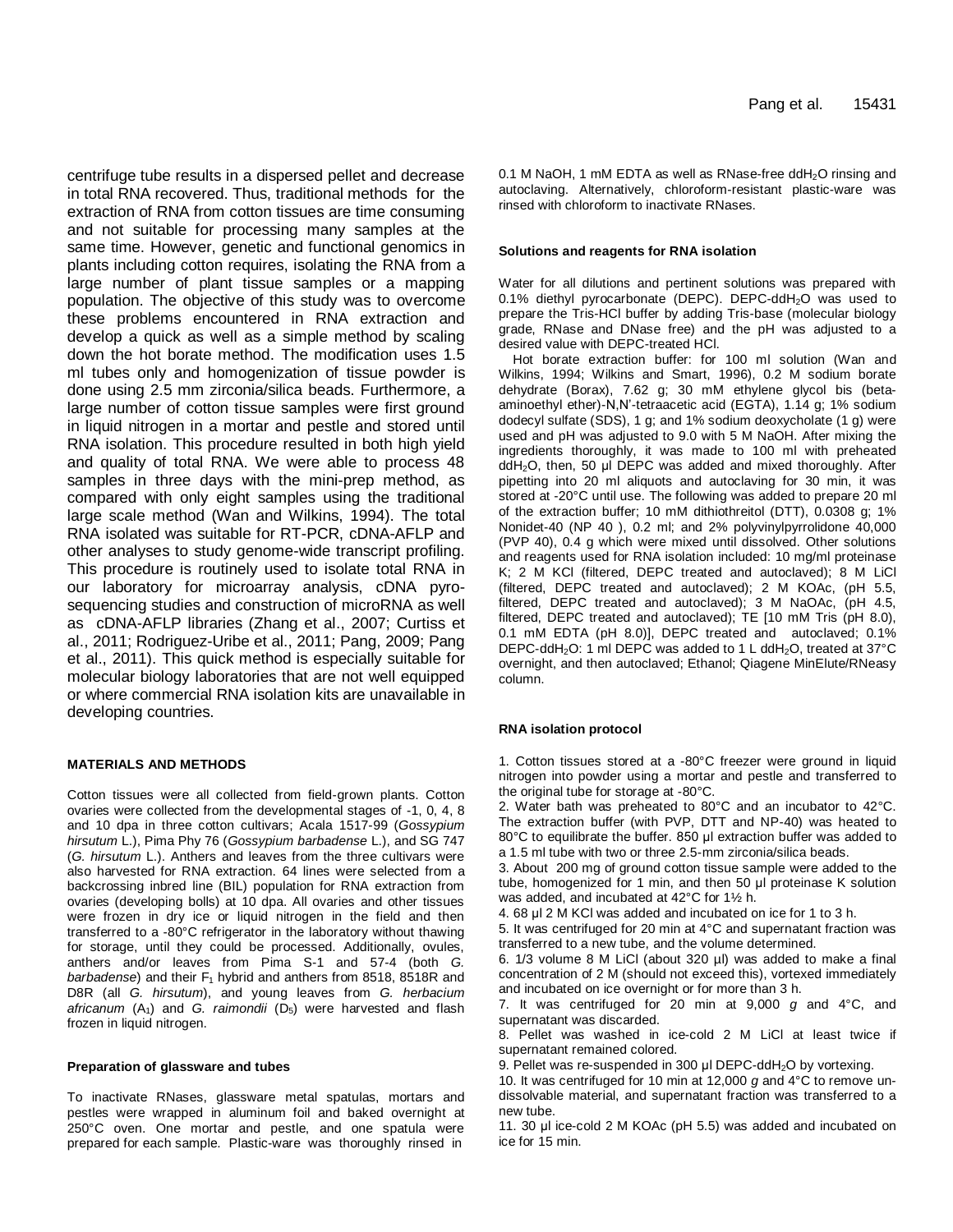centrifuge tube results in a dispersed pellet and decrease in total RNA recovered. Thus, traditional methods for the extraction of RNA from cotton tissues are time consuming and not suitable for processing many samples at the same time. However, genetic and functional genomics in plants including cotton requires, isolating the RNA from a large number of plant tissue samples or a mapping population. The objective of this study was to overcome these problems encountered in RNA extraction and develop a quick as well as a simple method by scaling down the hot borate method. The modification uses 1.5 ml tubes only and homogenization of tissue powder is done using 2.5 mm zirconia/silica beads. Furthermore, a large number of cotton tissue samples were first ground in liquid nitrogen in a mortar and pestle and stored until RNA isolation. This procedure resulted in both high yield and quality of total RNA. We were able to process 48 samples in three days with the mini-prep method, as compared with only eight samples using the traditional large scale method (Wan and Wilkins, 1994). The total RNA isolated was suitable for RT-PCR, cDNA-AFLP and other analyses to study genome-wide transcript profiling. This procedure is routinely used to isolate total RNA in our laboratory for microarray analysis, cDNA pyro-sequencing studies and construction of microRNA as well as cDNA-AFLP libraries (Zhang et al., 2007; Curtiss et al., 2011; Rodriguez-Uribe et al., 2011; Pang, 2009; Pang et al., 2011). This quick method is especially suitable for molecular biology laboratories that are not well equipped or where commercial RNA isolation kits are unavailable in developing countries.

## MATERIALS AND METHODS

Cotton tissues were all collected from field-grown plants. Cotton ovaries were collected from the developmental stages of -1, 0, 4, 8 and 10 dpa in three cotton cultivars; Acala 1517-99 (*Gossypium hirsutum* L.), Pima Phy 76 (*Gossypium barbadense* L.), and SG 747 (*G. hirsutum* L.). Anthers and leaves from the three cultivars were also harvested for RNA extraction. 64 lines were selected from a backcrossing inbred line (BIL) population for RNA extraction from ovaries (developing bolls) at 10 dpa. All ovaries and other tissues were frozen in dry ice or liquid nitrogen in the field and then transferred to a -80°C refrigerator in the laboratory without thawing for storage, until they could be processed. Additionally, ovules, anthers and/or leaves from Pima S-1 and 57-4 (both *G. barbadense*) and their $F_1$ hybrid and anthers from 8518, 8518R and D8R (all *G. hirsutum*), and young leaves from *G. herbacium africanum* ($A_1$) and *G. raimondii* ($D_5$) were harvested and flash frozen in liquid nitrogen.

### Preparation of glassware and tubes

To inactivate RNases, glassware metal spatulas, mortars and pestles were wrapped in aluminum foil and baked overnight at 250°C oven. One mortar and pestle, and one spatula were prepared for each sample. Plastic-ware was thoroughly rinsed in 0.1 M NaOH, 1 mM EDTA as well as RNase-free dd$H_2O$ rinsing and autoclaving. Alternatively, chloroform-resistant plastic-ware was rinsed with chloroform to inactivate RNases.

### Solutions and reagents for RNA isolation

Water for all dilutions and pertinent solutions was prepared with 0.1% diethyl pyrocarbonate (DEPC). DEPC-dd$H_2O$ was used to prepare the Tris-HCl buffer by adding Tris-base (molecular biology grade, RNase and DNase free) and the pH was adjusted to a desired value with DEPC-treated HCl.

Hot borate extraction buffer: for 100 ml solution (Wan and Wilkins, 1994; Wilkins and Smart, 1996), 0.2 M sodium borate dehydrate (Borax), 7.62 g; 30 mM ethylene glycol bis (beta-aminoethyl ether)-N,N'-tetraacetic acid (EGTA), 1.14 g; 1% sodium dodecyl sulfate (SDS), 1 g; and 1% sodium deoxycholate (1 g) were used and pH was adjusted to 9.0 with 5 M NaOH. After mixing the ingredients thoroughly, it was made to 100 ml with preheated dd$H_2O$, then, 50 µl DEPC was added and mixed thoroughly. After pipetting into 20 ml aliquots and autoclaving for 30 min, it was stored at -20°C until use. The following was added to prepare 20 ml of the extraction buffer; 10 mM dithiothreitol (DTT), 0.0308 g; 1% Nonidet-40 (NP 40 ), 0.2 ml; and 2% polyvinylpyrrolidone 40,000 (PVP 40), 0.4 g which were mixed until dissolved. Other solutions and reagents used for RNA isolation included: 10 mg/ml proteinase K; 2 M KCl (filtered, DEPC treated and autoclaved); 8 M LiCl (filtered, DEPC treated and autoclaved); 2 M KOAc, (pH 5.5, filtered, DEPC treated and autoclaved); 3 M NaOAc, (pH 4.5, filtered, DEPC treated and autoclaved); TE [10 mM Tris (pH 8.0), 0.1 mM EDTA (pH 8.0)], DEPC treated and autoclaved; 0.1% DEPC-dd$H_2O$: 1 ml DEPC was added to 1 L dd$H_2O$, treated at 37°C overnight, and then autoclaved; Ethanol; Qiagene MinElute/RNeasy column.

### RNA isolation protocol

1. Cotton tissues stored at a -80°C freezer were ground in liquid nitrogen into powder using a mortar and pestle and transferred to the original tube for storage at -80°C.
2. Water bath was preheated to 80°C and an incubator to 42°C. The extraction buffer (with PVP, DTT and NP-40) was heated to 80°C to equilibrate the buffer. 850 µl extraction buffer was added to a 1.5 ml tube with two or three 2.5-mm zirconia/silica beads.
3. About 200 mg of ground cotton tissue sample were added to the tube, homogenized for 1 min, and then 50 µl proteinase K solution was added, and incubated at 42°C for 1½ h.
4. 68 µl 2 M KCl was added and incubated on ice for 1 to 3 h.
5. It was centrifuged for 20 min at 4°C and supernatant fraction was transferred to a new tube, and the volume determined.
6. 1/3 volume 8 M LiCl (about 320 µl) was added to make a final concentration of 2 M (should not exceed this), vortexed immediately and incubated on ice overnight or for more than 3 h.
7. It was centrifuged for 20 min at 9,000 *g* and 4°C, and supernatant was discarded.
8. Pellet was washed in ice-cold 2 M LiCl at least twice if supernatant remained colored.
9. Pellet was re-suspended in 300 µl DEPC-dd$H_2O$ by vortexing.
10. It was centrifuged for 10 min at 12,000 *g* and 4°C to remove un-dissolvable material, and supernatant fraction was transferred to a new tube.
11. 30 µl ice-cold 2 M KOAc (pH 5.5) was added and incubated on ice for 15 min.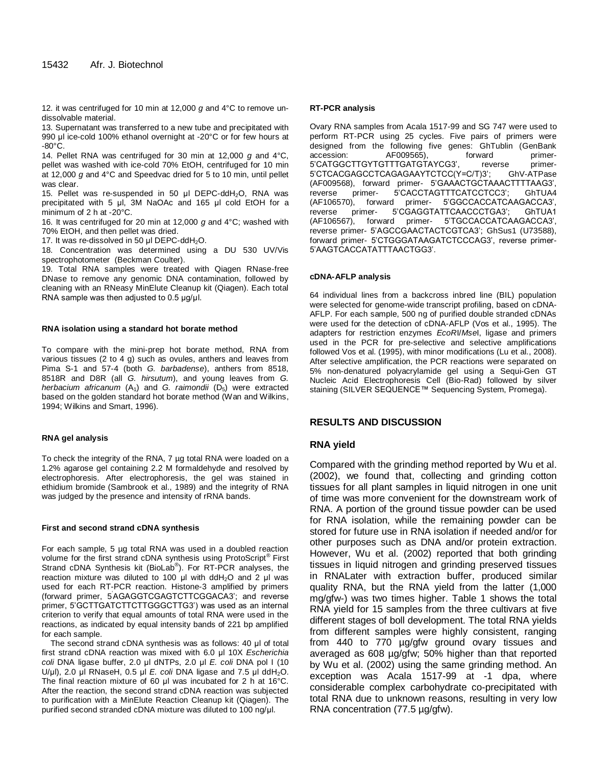12. it was centrifuged for 10 min at 12,000 *g* and 4°C to remove un-dissolvable material.
13. Supernatant was transferred to a new tube and precipitated with 990 µl ice-cold 100% ethanol overnight at -20°C or for few hours at -80°C.
14. Pellet RNA was centrifuged for 30 min at 12,000 *g* and 4°C, pellet was washed with ice-cold 70% EtOH, centrifuged for 10 min at 12,000 *g* and 4°C and Speedvac dried for 5 to 10 min, until pellet was clear.
15. Pellet was re-suspended in 50 µl DEPC-$ddH_2O$, RNA was precipitated with 5 µl, 3M NaOAc and 165 µl cold EtOH for a minimum of 2 h at -20°C.
16. It was centrifuged for 20 min at 12,000 *g* and 4°C; washed with 70% EtOH, and then pellet was dried.
17. It was re-dissolved in 50 µl DEPC-$ddH_2O$.
18. Concentration was determined using a DU 530 UV/Vis spectrophotometer (Beckman Coulter).
19. Total RNA samples were treated with Qiagen RNase-free DNase to remove any genomic DNA contamination, followed by cleaning with an RNeasy MinElute Cleanup kit (Qiagen). Each total RNA sample was then adjusted to 0.5 µg/µl.

#### RNA isolation using a standard hot borate method

To compare with the mini-prep hot borate method, RNA from various tissues (2 to 4 g) such as ovules, anthers and leaves from Pima S-1 and 57-4 (both *G. barbadense*), anthers from 8518, 8518R and D8R (all *G. hirsutum*), and young leaves from *G. herbacium africanum* ($A_1$) and *G. raimondii* ($D_5$) were extracted based on the golden standard hot borate method (Wan and Wilkins, 1994; Wilkins and Smart, 1996).

#### RNA gel analysis

To check the integrity of the RNA, 7 µg total RNA were loaded on a 1.2% agarose gel containing 2.2 M formaldehyde and resolved by electrophoresis. After electrophoresis, the gel was stained in ethidium bromide (Sambrook et al., 1989) and the integrity of RNA was judged by the presence and intensity of rRNA bands.

#### First and second strand cDNA synthesis

For each sample, 5 µg total RNA was used in a doubled reaction volume for the first strand cDNA synthesis using ProtoScript® First Strand cDNA Synthesis kit (BioLab®). For RT-PCR analyses, the reaction mixture was diluted to 100 µl with $ddH_2O$ and 2 µl was used for each RT-PCR reaction. Histone-3 amplified by primers (forward primer, 5'AGAGGTCGAGTCTTCGGACA3'; and reverse primer, 5'GCTTGATCTTCTTGGGCTTG3') was used as an internal criterion to verify that equal amounts of total RNA were used in the reactions, as indicated by equal intensity bands of 221 bp amplified for each sample.

The second strand cDNA synthesis was as follows: 40 µl of total first strand cDNA reaction was mixed with 6.0 µl 10X *Escherichia coli* DNA ligase buffer, 2.0 µl dNTPs, 2.0 µl *E. coli* DNA pol I (10 U/µl), 2.0 µl RNaseH, 0.5 µl *E. coli* DNA ligase and 7.5 µl $ddH_2O$. The final reaction mixture of 60 µl was incubated for 2 h at 16°C. After the reaction, the second strand cDNA reaction was subjected to purification with a MinElute Reaction Cleanup kit (Qiagen). The purified second stranded cDNA mixture was diluted to 100 ng/µl.

#### RT-PCR analysis

Ovary RNA samples from Acala 1517-99 and SG 747 were used to perform RT-PCR using 25 cycles. Five pairs of primers were designed from the following five genes: GhTublin (GenBank accession: AF009565), forward primer-5'CATGGCTTGYTGTTTGATGTAYCG3', reverse primer-5'CTCACGAGCCTCAGAGAAYTCTCC(Y=C/T)3'; GhV-ATPase (AF009568), forward primer- 5'GAAACTGCTAAACTTTTAAG3', reverse primer- 5'CACCTAGTTTCATCCTCC3'; GhTUA4 (AF106570), forward primer- 5'GGCCACCATCAAGACCA3', reverse primer- 5'CGAGGTATTCAACCCTGA3'; GhTUA1 (AF106567), forward primer- 5'TGCCACCATCAAGACCA3', reverse primer- 5'AGCCGAACTACTCGTCA3'; GhSus1 (U73588), forward primer- 5'CTGGGATAAGATCTCCCAG3', reverse primer-5'AAGTCACCATATTTAACTGG3'.

#### cDNA-AFLP analysis

64 individual lines from a backcross inbred line (BIL) population were selected for genome-wide transcript profiling, based on cDNA-AFLP. For each sample, 500 ng of purified double stranded cDNAs were used for the detection of cDNA-AFLP (Vos et al., 1995). The adapters for restriction enzymes *Eco*RI/*Mse*I, ligase and primers used in the PCR for pre-selective and selective amplifications followed Vos et al. (1995), with minor modifications (Lu et al., 2008). After selective amplification, the PCR reactions were separated on 5% non-denatured polyacrylamide gel using a Sequi-Gen GT Nucleic Acid Electrophoresis Cell (Bio-Rad) followed by silver staining (SILVER SEQUENCE™ Sequencing System, Promega).

## RESULTS AND DISCUSSION

### RNA yield

Compared with the grinding method reported by Wu et al. (2002), we found that, collecting and grinding cotton tissues for all plant samples in liquid nitrogen in one unit of time was more convenient for the downstream work of RNA. A portion of the ground tissue powder can be used for RNA isolation, while the remaining powder can be stored for future use in RNA isolation if needed and/or for other purposes such as DNA and/or protein extraction. However, Wu et al. (2002) reported that both grinding tissues in liquid nitrogen and grinding preserved tissues in RNALater with extraction buffer, produced similar quality RNA, but the RNA yield from the latter (1,000 mg/gfw-) was two times higher. Table 1 shows the total RNA yield for 15 samples from the three cultivars at five different stages of boll development. The total RNA yields from different samples were highly consistent, ranging from 440 to 770 µg/gfw ground ovary tissues and averaged as 608 µg/gfw; 50% higher than that reported by Wu et al. (2002) using the same grinding method. An exception was Acala 1517-99 at -1 dpa, where considerable complex carbohydrate co-precipitated with total RNA due to unknown reasons, resulting in very low RNA concentration (77.5 µg/gfw).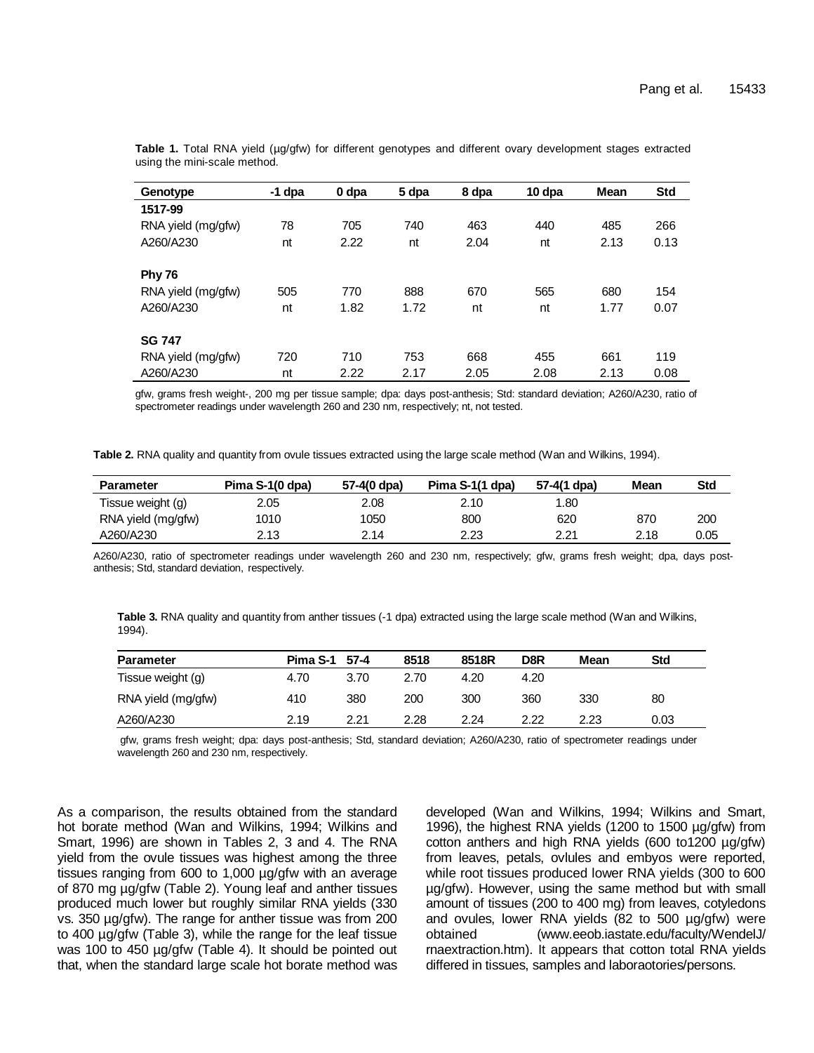**Table 1.** Total RNA yield (µg/gfw) for different genotypes and different ovary development stages extracted using the mini-scale method.

| Genotype | -1 dpa | 0 dpa | 5 dpa | 8 dpa | 10 dpa | Mean | Std |
|---|---|---|---|---|---|---|---|
| **1517-99** | | | | | | | |
| RNA yield (mg/gfw) | 78 | 705 | 740 | 463 | 440 | 485 | 266 |
| A260/A230 | nt | 2.22 | nt | 2.04 | nt | 2.13 | 0.13 |
| **Phy 76** | | | | | | | |
| RNA yield (mg/gfw) | 505 | 770 | 888 | 670 | 565 | 680 | 154 |
| A260/A230 | nt | 1.82 | 1.72 | nt | nt | 1.77 | 0.07 |
| **SG 747** | | | | | | | |
| RNA yield (mg/gfw) | 720 | 710 | 753 | 668 | 455 | 661 | 119 |
| A260/A230 | nt | 2.22 | 2.17 | 2.05 | 2.08 | 2.13 | 0.08 |

gfw, grams fresh weight-, 200 mg per tissue sample; dpa: days post-anthesis; Std: standard deviation; A260/A230, ratio of spectrometer readings under wavelength 260 and 230 nm, respectively; nt, not tested.

**Table 2.** RNA quality and quantity from ovule tissues extracted using the large scale method (Wan and Wilkins, 1994).

| Parameter | Pima S-1(0 dpa) | 57-4(0 dpa) | Pima S-1(1 dpa) | 57-4(1 dpa) | Mean | Std |
|---|---|---|---|---|---|---|
| Tissue weight (g) | 2.05 | 2.08 | 2.10 | 1.80 | | |
| RNA yield (mg/gfw) | 1010 | 1050 | 800 | 620 | 870 | 200 |
| A260/A230 | 2.13 | 2.14 | 2.23 | 2.21 | 2.18 | 0.05 |

A260/A230, ratio of spectrometer readings under wavelength 260 and 230 nm, respectively; gfw, grams fresh weight; dpa, days post-anthesis; Std, standard deviation, respectively.

**Table 3.** RNA quality and quantity from anther tissues (-1 dpa) extracted using the large scale method (Wan and Wilkins, 1994).

| Parameter | Pima S-1 | 57-4 | 8518 | 8518R | D8R | Mean | Std |
|---|---|---|---|---|---|---|---|
| Tissue weight (g) | 4.70 | 3.70 | 2.70 | 4.20 | 4.20 | | |
| RNA yield (mg/gfw) | 410 | 380 | 200 | 300 | 360 | 330 | 80 |
| A260/A230 | 2.19 | 2.21 | 2.28 | 2.24 | 2.22 | 2.23 | 0.03 |

gfw, grams fresh weight; dpa: days post-anthesis; Std, standard deviation; A260/A230, ratio of spectrometer readings under wavelength 260 and 230 nm, respectively.

As a comparison, the results obtained from the standard hot borate method (Wan and Wilkins, 1994; Wilkins and Smart, 1996) are shown in Tables 2, 3 and 4. The RNA yield from the ovule tissues was highest among the three tissues ranging from 600 to 1,000 µg/gfw with an average of 870 mg µg/gfw (Table 2). Young leaf and anther tissues produced much lower but roughly similar RNA yields (330 vs. 350 µg/gfw). The range for anther tissue was from 200 to 400 µg/gfw (Table 3), while the range for the leaf tissue was 100 to 450 µg/gfw (Table 4). It should be pointed out that, when the standard large scale hot borate method was developed (Wan and Wilkins, 1994; Wilkins and Smart, 1996), the highest RNA yields (1200 to 1500 µg/gfw) from cotton anthers and high RNA yields (600 to1200 µg/gfw) from leaves, petals, ovlules and embyos were reported, while root tissues produced lower RNA yields (300 to 600 µg/gfw). However, using the same method but with small amount of tissues (200 to 400 mg) from leaves, cotyledons and ovules, lower RNA yields (82 to 500 µg/gfw) were obtained (www.eeob.iastate.edu/faculty/WendelJ/rnaextraction.htm). It appears that cotton total RNA yields differed in tissues, samples and laboraotories/persons.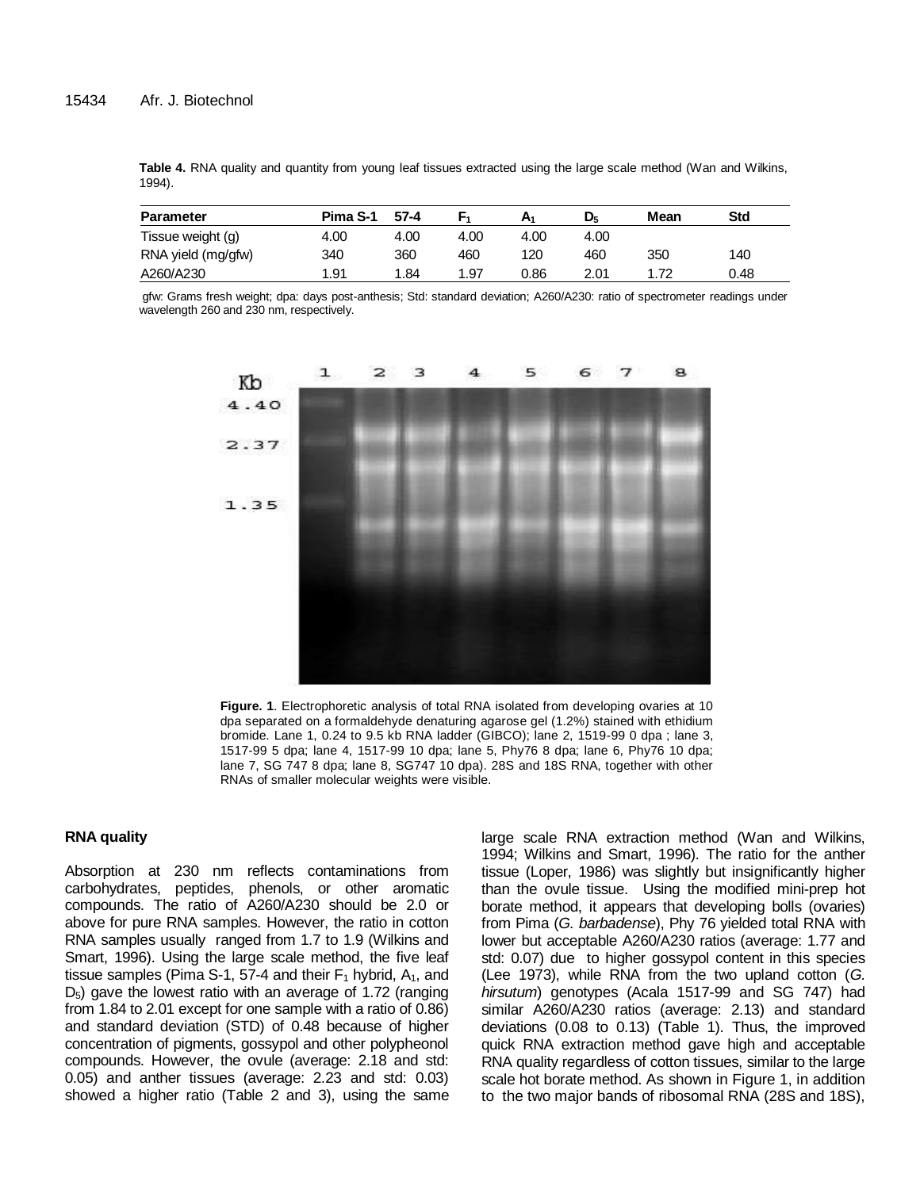**Table 4.** RNA quality and quantity from young leaf tissues extracted using the large scale method (Wan and Wilkins, 1994).

| Parameter | Pima S-1 | 57-4 | $F_1$ | $A_1$ | $D_5$ | Mean | Std |
|---|---|---|---|---|---|---|---|
| Tissue weight (g) | 4.00 | 4.00 | 4.00 | 4.00 | 4.00 | | |
| RNA yield (mg/gfw) | 340 | 360 | 460 | 120 | 460 | 350 | 140 |
| A260/A230 | 1.91 | 1.84 | 1.97 | 0.86 | 2.01 | 1.72 | 0.48 |

gfw: Grams fresh weight; dpa: days post-anthesis; Std: standard deviation; A260/A230: ratio of spectrometer readings under wavelength 260 and 230 nm, respectively.

**Figure. 1**. Electrophoretic analysis of total RNA isolated from developing ovaries at 10 dpa separated on a formaldehyde denaturing agarose gel (1.2%) stained with ethidium bromide. Lane 1, 0.24 to 9.5 kb RNA ladder (GIBCO); lane 2, 1519-99 0 dpa ; lane 3, 1517-99 5 dpa; lane 4, 1517-99 10 dpa; lane 5, Phy76 8 dpa; lane 6, Phy76 10 dpa; lane 7, SG 747 8 dpa; lane 8, SG747 10 dpa). 28S and 18S RNA, together with other RNAs of smaller molecular weights were visible.

### RNA quality

Absorption at 230 nm reflects contaminations from carbohydrates, peptides, phenols, or other aromatic compounds. The ratio of A260/A230 should be 2.0 or above for pure RNA samples. However, the ratio in cotton RNA samples usually ranged from 1.7 to 1.9 (Wilkins and Smart, 1996). Using the large scale method, the five leaf tissue samples (Pima S-1, 57-4 and their $F_1$ hybrid, $A_1$, and $D_5$) gave the lowest ratio with an average of 1.72 (ranging from 1.84 to 2.01 except for one sample with a ratio of 0.86) and standard deviation (STD) of 0.48 because of higher concentration of pigments, gossypol and other polypheonol compounds. However, the ovule (average: 2.18 and std: 0.05) and anther tissues (average: 2.23 and std: 0.03) showed a higher ratio (Table 2 and 3), using the same large scale RNA extraction method (Wan and Wilkins, 1994; Wilkins and Smart, 1996). The ratio for the anther tissue (Loper, 1986) was slightly but insignificantly higher than the ovule tissue. Using the modified mini-prep hot borate method, it appears that developing bolls (ovaries) from Pima (*G. barbadense*), Phy 76 yielded total RNA with lower but acceptable A260/A230 ratios (average: 1.77 and std: 0.07) due to higher gossypol content in this species (Lee 1973), while RNA from the two upland cotton (*G. hirsutum*) genotypes (Acala 1517-99 and SG 747) had similar A260/A230 ratios (average: 2.13) and standard deviations (0.08 to 0.13) (Table 1). Thus, the improved quick RNA extraction method gave high and acceptable RNA quality regardless of cotton tissues, similar to the large scale hot borate method. As shown in Figure 1, in addition to the two major bands of ribosomal RNA (28S and 18S),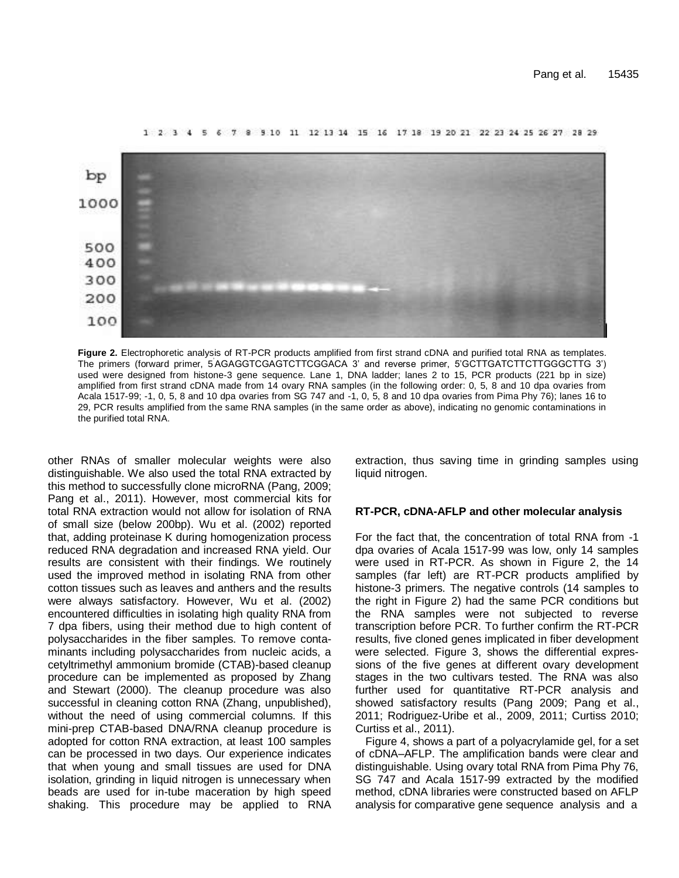**Figure 2.** Electrophoretic analysis of RT-PCR products amplified from first strand cDNA and purified total RNA as templates. The primers (forward primer, 5'AGAGGTCGAGTCTTCGGACA 3' and reverse primer, 5'GCTTGATCTTCTTGGGCTTG 3') used were designed from histone-3 gene sequence. Lane 1, DNA ladder; lanes 2 to 15, PCR products (221 bp in size) amplified from first strand cDNA made from 14 ovary RNA samples (in the following order: 0, 5, 8 and 10 dpa ovaries from Acala 1517-99; -1, 0, 5, 8 and 10 dpa ovaries from SG 747 and -1, 0, 5, 8 and 10 dpa ovaries from Pima Phy 76); lanes 16 to 29, PCR results amplified from the same RNA samples (in the same order as above), indicating no genomic contaminations in the purified total RNA.

other RNAs of smaller molecular weights were also distinguishable. We also used the total RNA extracted by this method to successfully clone microRNA (Pang, 2009; Pang et al., 2011). However, most commercial kits for total RNA extraction would not allow for isolation of RNA of small size (below 200bp). Wu et al. (2002) reported that, adding proteinase K during homogenization process reduced RNA degradation and increased RNA yield. Our results are consistent with their findings. We routinely used the improved method in isolating RNA from other cotton tissues such as leaves and anthers and the results were always satisfactory. However, Wu et al. (2002) encountered difficulties in isolating high quality RNA from 7 dpa fibers, using their method due to high content of polysaccharides in the fiber samples. To remove contaminants including polysaccharides from nucleic acids, a cetyltrimethyl ammonium bromide (CTAB)-based cleanup procedure can be implemented as proposed by Zhang and Stewart (2000). The cleanup procedure was also successful in cleaning cotton RNA (Zhang, unpublished), without the need of using commercial columns. If this mini-prep CTAB-based DNA/RNA cleanup procedure is adopted for cotton RNA extraction, at least 100 samples can be processed in two days. Our experience indicates that when young and small tissues are used for DNA isolation, grinding in liquid nitrogen is unnecessary when beads are used for in-tube maceration by high speed shaking. This procedure may be applied to RNA extraction, thus saving time in grinding samples using liquid nitrogen.

## RT-PCR, cDNA-AFLP and other molecular analysis

For the fact that, the concentration of total RNA from -1 dpa ovaries of Acala 1517-99 was low, only 14 samples were used in RT-PCR. As shown in Figure 2, the 14 samples (far left) are RT-PCR products amplified by histone-3 primers. The negative controls (14 samples to the right in Figure 2) had the same PCR conditions but the RNA samples were not subjected to reverse transcription before PCR. To further confirm the RT-PCR results, five cloned genes implicated in fiber development were selected. Figure 3, shows the differential expressions of the five genes at different ovary development stages in the two cultivars tested. The RNA was also further used for quantitative RT-PCR analysis and showed satisfactory results (Pang 2009; Pang et al., 2011; Rodriguez-Uribe et al., 2009, 2011; Curtiss 2010; Curtiss et al., 2011).

Figure 4, shows a part of a polyacrylamide gel, for a set of cDNA–AFLP. The amplification bands were clear and distinguishable. Using ovary total RNA from Pima Phy 76, SG 747 and Acala 1517-99 extracted by the modified method, cDNA libraries were constructed based on AFLP analysis for comparative gene sequence analysis and a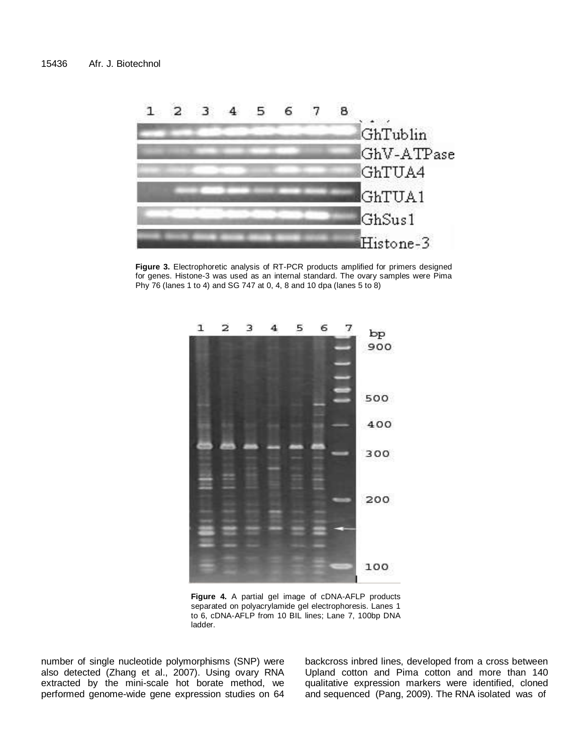**Figure 3.** Electrophoretic analysis of RT-PCR products amplified for primers designed for genes. Histone-3 was used as an internal standard. The ovary samples were Pima Phy 76 (lanes 1 to 4) and SG 747 at 0, 4, 8 and 10 dpa (lanes 5 to 8)

**Figure 4.** A partial gel image of cDNA-AFLP products separated on polyacrylamide gel electrophoresis. Lanes 1 to 6, cDNA-AFLP from 10 BIL lines; Lane 7, 100bp DNA ladder.

number of single nucleotide polymorphisms (SNP) were also detected (Zhang et al., 2007). Using ovary RNA extracted by the mini-scale hot borate method, we performed genome-wide gene expression studies on 64 backcross inbred lines, developed from a cross between Upland cotton and Pima cotton and more than 140 qualitative expression markers were identified, cloned and sequenced (Pang, 2009). The RNA isolated was of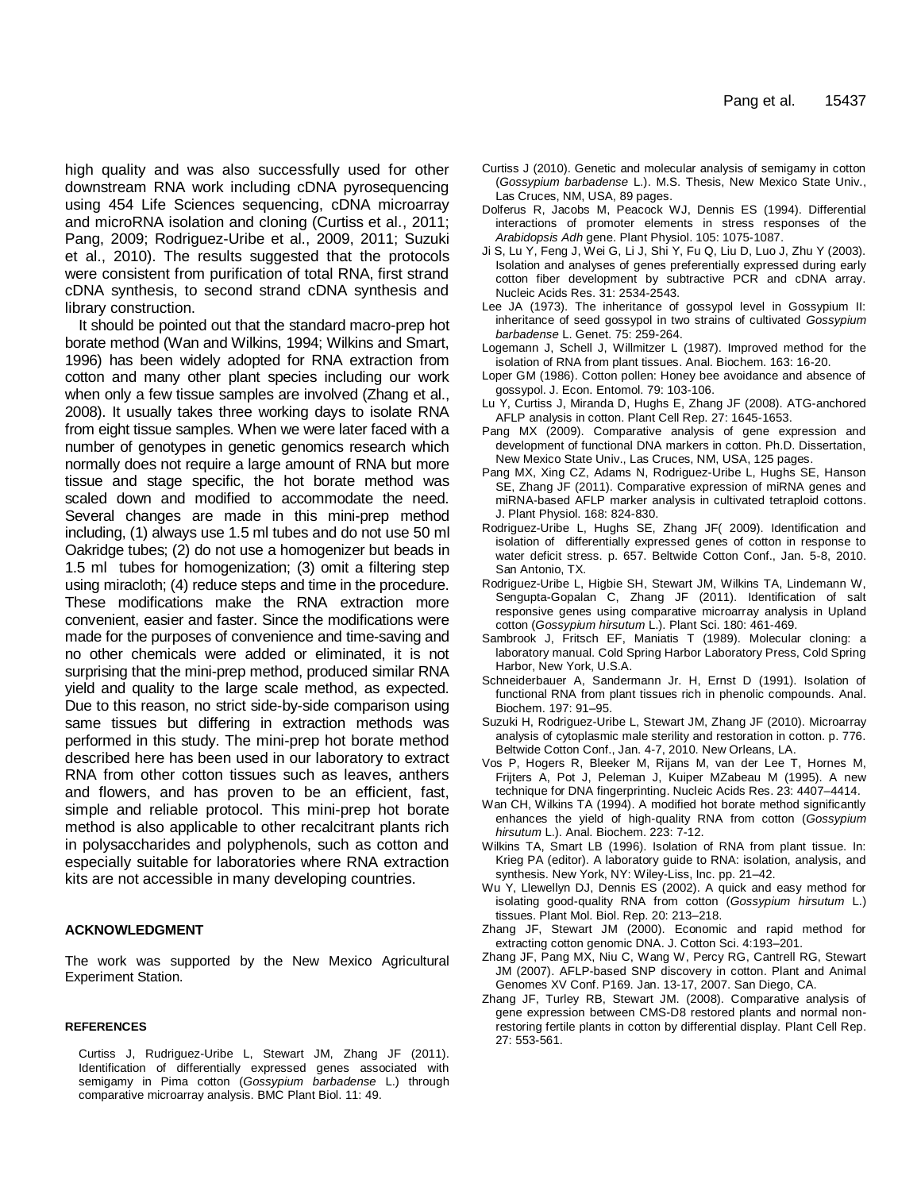high quality and was also successfully used for other downstream RNA work including cDNA pyrosequencing using 454 Life Sciences sequencing, cDNA microarray and microRNA isolation and cloning (Curtiss et al., 2011; Pang, 2009; Rodriguez-Uribe et al., 2009, 2011; Suzuki et al., 2010). The results suggested that the protocols were consistent from purification of total RNA, first strand cDNA synthesis, to second strand cDNA synthesis and library construction.

It should be pointed out that the standard macro-prep hot borate method (Wan and Wilkins, 1994; Wilkins and Smart, 1996) has been widely adopted for RNA extraction from cotton and many other plant species including our work when only a few tissue samples are involved (Zhang et al., 2008). It usually takes three working days to isolate RNA from eight tissue samples. When we were later faced with a number of genotypes in genetic genomics research which normally does not require a large amount of RNA but more tissue and stage specific, the hot borate method was scaled down and modified to accommodate the need. Several changes are made in this mini-prep method including, (1) always use 1.5 ml tubes and do not use 50 ml Oakridge tubes; (2) do not use a homogenizer but beads in 1.5 ml tubes for homogenization; (3) omit a filtering step using miracloth; (4) reduce steps and time in the procedure. These modifications make the RNA extraction more convenient, easier and faster. Since the modifications were made for the purposes of convenience and time-saving and no other chemicals were added or eliminated, it is not surprising that the mini-prep method, produced similar RNA yield and quality to the large scale method, as expected. Due to this reason, no strict side-by-side comparison using same tissues but differing in extraction methods was performed in this study. The mini-prep hot borate method described here has been used in our laboratory to extract RNA from other cotton tissues such as leaves, anthers and flowers, and has proven to be an efficient, fast, simple and reliable protocol. This mini-prep hot borate method is also applicable to other recalcitrant plants rich in polysaccharides and polyphenols, such as cotton and especially suitable for laboratories where RNA extraction kits are not accessible in many developing countries.

## ACKNOWLEDGMENT

The work was supported by the New Mexico Agricultural Experiment Station.

## REFERENCES

Curtiss J, Rudriguez-Uribe L, Stewart JM, Zhang JF (2011). Identification of differentially expressed genes associated with semigamy in Pima cotton (*Gossypium barbadense* L.) through comparative microarray analysis. BMC Plant Biol. 11: 49.

Curtiss J (2010). Genetic and molecular analysis of semigamy in cotton (*Gossypium barbadense* L.). M.S. Thesis, New Mexico State Univ., Las Cruces, NM, USA, 89 pages.

Dolferus R, Jacobs M, Peacock WJ, Dennis ES (1994). Differential interactions of promoter elements in stress responses of the *Arabidopsis Adh* gene. Plant Physiol. 105: 1075-1087.

Ji S, Lu Y, Feng J, Wei G, Li J, Shi Y, Fu Q, Liu D, Luo J, Zhu Y (2003). Isolation and analyses of genes preferentially expressed during early cotton fiber development by subtractive PCR and cDNA array. Nucleic Acids Res. 31: 2534-2543.

Lee JA (1973). The inheritance of gossypol level in Gossypium II: inheritance of seed gossypol in two strains of cultivated *Gossypium barbadense* L. Genet. 75: 259-264.

Logemann J, Schell J, Willmitzer L (1987). Improved method for the isolation of RNA from plant tissues. Anal. Biochem. 163: 16-20.

Loper GM (1986). Cotton pollen: Honey bee avoidance and absence of gossypol. J. Econ. Entomol. 79: 103-106.

Lu Y, Curtiss J, Miranda D, Hughs E, Zhang JF (2008). ATG-anchored AFLP analysis in cotton. Plant Cell Rep. 27: 1645-1653.

Pang MX (2009). Comparative analysis of gene expression and development of functional DNA markers in cotton. Ph.D. Dissertation, New Mexico State Univ., Las Cruces, NM, USA, 125 pages.

Pang MX, Xing CZ, Adams N, Rodriguez-Uribe L, Hughs SE, Hanson SE, Zhang JF (2011). Comparative expression of miRNA genes and miRNA-based AFLP marker analysis in cultivated tetraploid cottons. J. Plant Physiol. 168: 824-830.

Rodriguez-Uribe L, Hughs SE, Zhang JF( 2009). Identification and isolation of differentially expressed genes of cotton in response to water deficit stress. p. 657. Beltwide Cotton Conf., Jan. 5-8, 2010. San Antonio, TX.

Rodriguez-Uribe L, Higbie SH, Stewart JM, Wilkins TA, Lindemann W, Sengupta-Gopalan C, Zhang JF (2011). Identification of salt responsive genes using comparative microarray analysis in Upland cotton (*Gossypium hirsutum* L.). Plant Sci. 180: 461-469.

Sambrook J, Fritsch EF, Maniatis T (1989). Molecular cloning: a laboratory manual. Cold Spring Harbor Laboratory Press, Cold Spring Harbor, New York, U.S.A.

Schneiderbauer A, Sandermann Jr. H, Ernst D (1991). Isolation of functional RNA from plant tissues rich in phenolic compounds. Anal. Biochem. 197: 91–95.

Suzuki H, Rodriguez-Uribe L, Stewart JM, Zhang JF (2010). Microarray analysis of cytoplasmic male sterility and restoration in cotton. p. 776. Beltwide Cotton Conf., Jan. 4-7, 2010. New Orleans, LA.

Vos P, Hogers R, Bleeker M, Rijans M, van der Lee T, Hornes M, Frijters A, Pot J, Peleman J, Kuiper MZabeau M (1995). A new technique for DNA fingerprinting. Nucleic Acids Res. 23: 4407–4414.

Wan CH, Wilkins TA (1994). A modified hot borate method significantly enhances the yield of high-quality RNA from cotton (*Gossypium hirsutum* L.). Anal. Biochem. 223: 7-12.

Wilkins TA, Smart LB (1996). Isolation of RNA from plant tissue. In: Krieg PA (editor). A laboratory guide to RNA: isolation, analysis, and synthesis. New York, NY: Wiley-Liss, Inc. pp. 21–42.

Wu Y, Llewellyn DJ, Dennis ES (2002). A quick and easy method for isolating good-quality RNA from cotton (*Gossypium hirsutum* L.) tissues. Plant Mol. Biol. Rep. 20: 213–218.

Zhang JF, Stewart JM (2000). Economic and rapid method for extracting cotton genomic DNA. J. Cotton Sci. 4:193–201.

Zhang JF, Pang MX, Niu C, Wang W, Percy RG, Cantrell RG, Stewart JM (2007). AFLP-based SNP discovery in cotton. Plant and Animal Genomes XV Conf. P169. Jan. 13-17, 2007. San Diego, CA.

Zhang JF, Turley RB, Stewart JM. (2008). Comparative analysis of gene expression between CMS-D8 restored plants and normal non-restoring fertile plants in cotton by differential display. Plant Cell Rep. 27: 553-561.